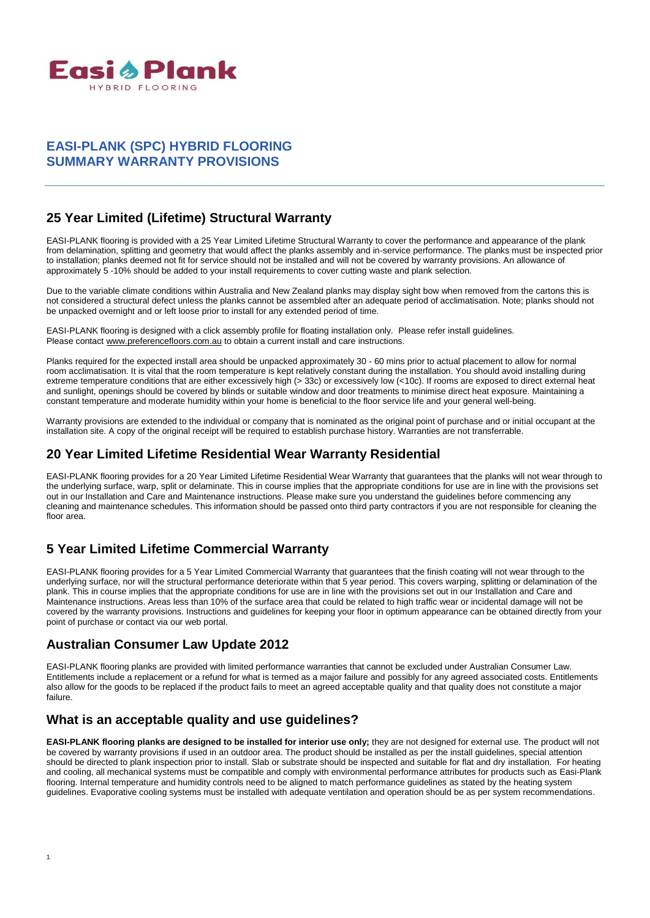Easi Plank
HYBRID FLOORING

# EASI-PLANK (SPC) HYBRID FLOORING
# SUMMARY WARRANTY PROVISIONS

## 25 Year Limited (Lifetime) Structural Warranty

EASI-PLANK flooring is provided with a 25 Year Limited Lifetime Structural Warranty to cover the performance and appearance of the plank from delamination, splitting and geometry that would affect the planks assembly and in-service performance. The planks must be inspected prior to installation; planks deemed not fit for service should not be installed and will not be covered by warranty provisions. An allowance of approximately 5 -10% should be added to your install requirements to cover cutting waste and plank selection.

Due to the variable climate conditions within Australia and New Zealand planks may display sight bow when removed from the cartons this is not considered a structural defect unless the planks cannot be assembled after an adequate period of acclimatisation. Note; planks should not be unpacked overnight and or left loose prior to install for any extended period of time.

EASI-PLANK flooring is designed with a click assembly profile for floating installation only. Please refer install guidelines.
Please contact www.preferencefloors.com.au to obtain a current install and care instructions.

Planks required for the expected install area should be unpacked approximately 30 - 60 mins prior to actual placement to allow for normal room acclimatisation. It is vital that the room temperature is kept relatively constant during the installation. You should avoid installing during extreme temperature conditions that are either excessively high (> 33c) or excessively low (<10c). If rooms are exposed to direct external heat and sunlight, openings should be covered by blinds or suitable window and door treatments to minimise direct heat exposure. Maintaining a constant temperature and moderate humidity within your home is beneficial to the floor service life and your general well-being.

Warranty provisions are extended to the individual or company that is nominated as the original point of purchase and or initial occupant at the installation site. A copy of the original receipt will be required to establish purchase history. Warranties are not transferrable.

## 20 Year Limited Lifetime Residential Wear Warranty Residential

EASI-PLANK flooring provides for a 20 Year Limited Lifetime Residential Wear Warranty that guarantees that the planks will not wear through to the underlying surface, warp, split or delaminate. This in course implies that the appropriate conditions for use are in line with the provisions set out in our Installation and Care and Maintenance instructions. Please make sure you understand the guidelines before commencing any cleaning and maintenance schedules. This information should be passed onto third party contractors if you are not responsible for cleaning the floor area.

## 5 Year Limited Lifetime Commercial Warranty

EASI-PLANK flooring provides for a 5 Year Limited Commercial Warranty that guarantees that the finish coating will not wear through to the underlying surface, nor will the structural performance deteriorate within that 5 year period. This covers warping, splitting or delamination of the plank. This in course implies that the appropriate conditions for use are in line with the provisions set out in our Installation and Care and Maintenance instructions. Areas less than 10% of the surface area that could be related to high traffic wear or incidental damage will not be covered by the warranty provisions. Instructions and guidelines for keeping your floor in optimum appearance can be obtained directly from your point of purchase or contact via our web portal.

## Australian Consumer Law Update 2012

EASI-PLANK flooring planks are provided with limited performance warranties that cannot be excluded under Australian Consumer Law. Entitlements include a replacement or a refund for what is termed as a major failure and possibly for any agreed associated costs. Entitlements also allow for the goods to be replaced if the product fails to meet an agreed acceptable quality and that quality does not constitute a major failure.

## What is an acceptable quality and use guidelines?

**EASI-PLANK flooring planks are designed to be installed for interior use only;** they are not designed for external use. The product will not be covered by warranty provisions if used in an outdoor area. The product should be installed as per the install guidelines, special attention should be directed to plank inspection prior to install. Slab or substrate should be inspected and suitable for flat and dry installation. For heating and cooling, all mechanical systems must be compatible and comply with environmental performance attributes for products such as Easi-Plank flooring. Internal temperature and humidity controls need to be aligned to match performance guidelines as stated by the heating system guidelines. Evaporative cooling systems must be installed with adequate ventilation and operation should be as per system recommendations.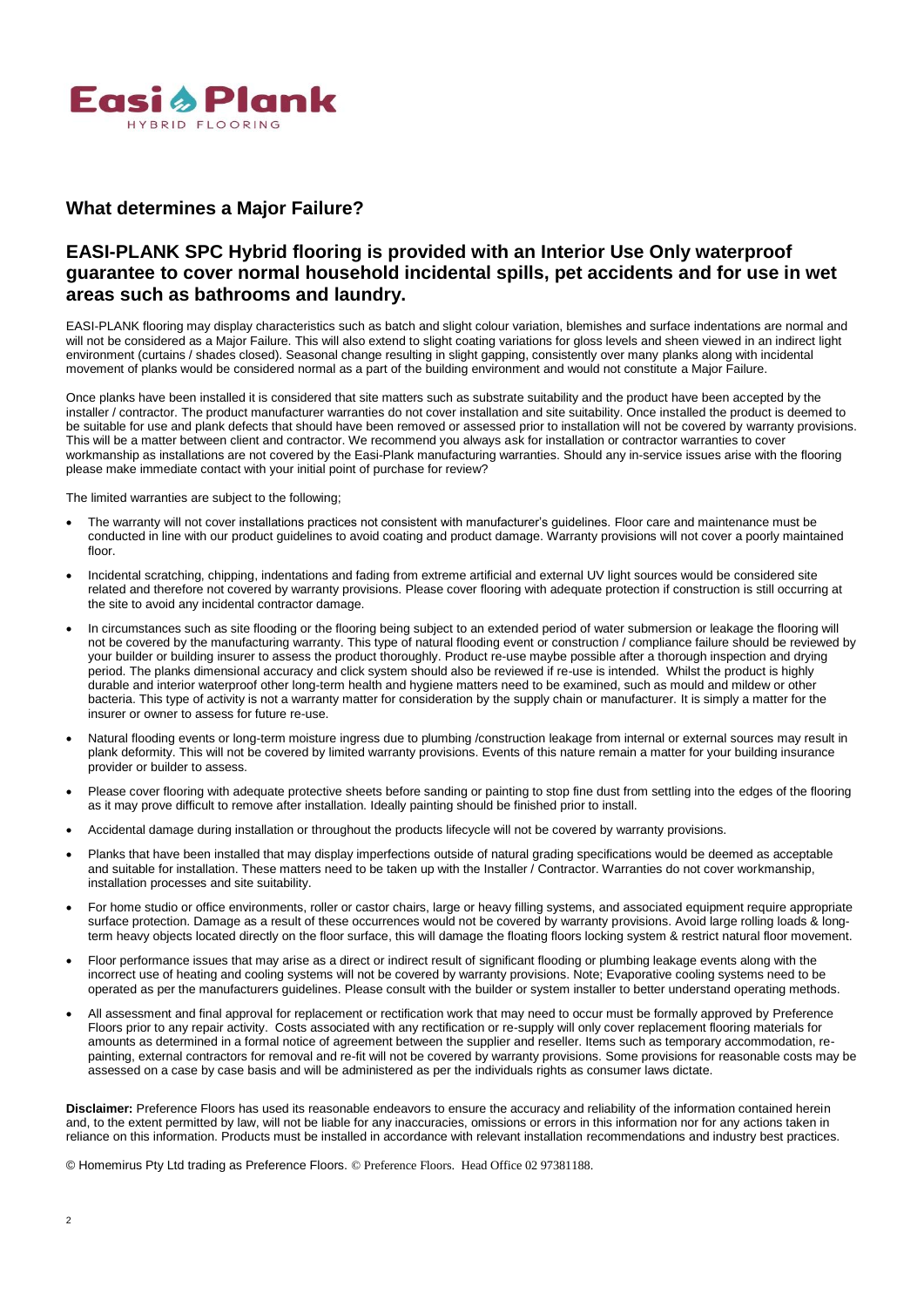## What determines a Major Failure?

## EASI-PLANK SPC Hybrid flooring is provided with an Interior Use Only waterproof guarantee to cover normal household incidental spills, pet accidents and for use in wet areas such as bathrooms and laundry.

EASI-PLANK flooring may display characteristics such as batch and slight colour variation, blemishes and surface indentations are normal and will not be considered as a Major Failure. This will also extend to slight coating variations for gloss levels and sheen viewed in an indirect light environment (curtains / shades closed). Seasonal change resulting in slight gapping, consistently over many planks along with incidental movement of planks would be considered normal as a part of the building environment and would not constitute a Major Failure.

Once planks have been installed it is considered that site matters such as substrate suitability and the product have been accepted by the installer / contractor. The product manufacturer warranties do not cover installation and site suitability. Once installed the product is deemed to be suitable for use and plank defects that should have been removed or assessed prior to installation will not be covered by warranty provisions. This will be a matter between client and contractor. We recommend you always ask for installation or contractor warranties to cover workmanship as installations are not covered by the Easi-Plank manufacturing warranties. Should any in-service issues arise with the flooring please make immediate contact with your initial point of purchase for review?

The limited warranties are subject to the following;

- The warranty will not cover installations practices not consistent with manufacturer's guidelines. Floor care and maintenance must be conducted in line with our product guidelines to avoid coating and product damage. Warranty provisions will not cover a poorly maintained floor.
- Incidental scratching, chipping, indentations and fading from extreme artificial and external UV light sources would be considered site related and therefore not covered by warranty provisions. Please cover flooring with adequate protection if construction is still occurring at the site to avoid any incidental contractor damage.
- In circumstances such as site flooding or the flooring being subject to an extended period of water submersion or leakage the flooring will not be covered by the manufacturing warranty. This type of natural flooding event or construction / compliance failure should be reviewed by your builder or building insurer to assess the product thoroughly. Product re-use maybe possible after a thorough inspection and drying period. The planks dimensional accuracy and click system should also be reviewed if re-use is intended. Whilst the product is highly durable and interior waterproof other long-term health and hygiene matters need to be examined, such as mould and mildew or other bacteria. This type of activity is not a warranty matter for consideration by the supply chain or manufacturer. It is simply a matter for the insurer or owner to assess for future re-use.
- Natural flooding events or long-term moisture ingress due to plumbing /construction leakage from internal or external sources may result in plank deformity. This will not be covered by limited warranty provisions. Events of this nature remain a matter for your building insurance provider or builder to assess.
- Please cover flooring with adequate protective sheets before sanding or painting to stop fine dust from settling into the edges of the flooring as it may prove difficult to remove after installation. Ideally painting should be finished prior to install.
- Accidental damage during installation or throughout the products lifecycle will not be covered by warranty provisions.
- Planks that have been installed that may display imperfections outside of natural grading specifications would be deemed as acceptable and suitable for installation. These matters need to be taken up with the Installer / Contractor. Warranties do not cover workmanship, installation processes and site suitability.
- For home studio or office environments, roller or castor chairs, large or heavy filling systems, and associated equipment require appropriate surface protection. Damage as a result of these occurrences would not be covered by warranty provisions. Avoid large rolling loads & long-term heavy objects located directly on the floor surface, this will damage the floating floors locking system & restrict natural floor movement.
- Floor performance issues that may arise as a direct or indirect result of significant flooding or plumbing leakage events along with the incorrect use of heating and cooling systems will not be covered by warranty provisions. Note; Evaporative cooling systems need to be operated as per the manufacturers guidelines. Please consult with the builder or system installer to better understand operating methods.
- All assessment and final approval for replacement or rectification work that may need to occur must be formally approved by Preference Floors prior to any repair activity. Costs associated with any rectification or re-supply will only cover replacement flooring materials for amounts as determined in a formal notice of agreement between the supplier and reseller. Items such as temporary accommodation, re-painting, external contractors for removal and re-fit will not be covered by warranty provisions. Some provisions for reasonable costs may be assessed on a case by case basis and will be administered as per the individuals rights as consumer laws dictate.

**Disclaimer:** Preference Floors has used its reasonable endeavors to ensure the accuracy and reliability of the information contained herein and, to the extent permitted by law, will not be liable for any inaccuracies, omissions or errors in this information nor for any actions taken in reliance on this information. Products must be installed in accordance with relevant installation recommendations and industry best practices.

© Homemirus Pty Ltd trading as Preference Floors. © Preference Floors. Head Office 02 97381188.